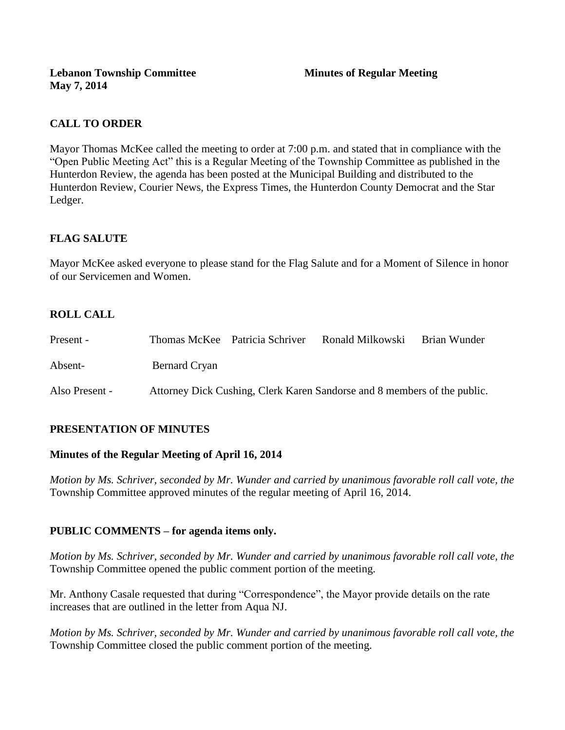**Lebanon Township Committee** **Minutes of Regular Meeting**
**May 7, 2014**

## CALL TO ORDER

Mayor Thomas McKee called the meeting to order at 7:00 p.m. and stated that in compliance with the "Open Public Meeting Act" this is a Regular Meeting of the Township Committee as published in the Hunterdon Review, the agenda has been posted at the Municipal Building and distributed to the Hunterdon Review, Courier News, the Express Times, the Hunterdon County Democrat and the Star Ledger.

## FLAG SALUTE

Mayor McKee asked everyone to please stand for the Flag Salute and for a Moment of Silence in honor of our Servicemen and Women.

## ROLL CALL

| | | | | |
|---|---|---|---|---|
| Present - | Thomas McKee | Patricia Schriver | Ronald Milkowski | Brian Wunder |
| Absent- | Bernard Cryan | | | |
| Also Present - | Attorney Dick Cushing, Clerk Karen Sandorse and 8 members of the public. | | | |

## PRESENTATION OF MINUTES

### Minutes of the Regular Meeting of April 16, 2014

*Motion by Ms. Schriver, seconded by Mr. Wunder and carried by unanimous favorable roll call vote, the* Township Committee approved minutes of the regular meeting of April 16, 2014.

## PUBLIC COMMENTS – for agenda items only.

*Motion by Ms. Schriver, seconded by Mr. Wunder and carried by unanimous favorable roll call vote, the* Township Committee opened the public comment portion of the meeting.

Mr. Anthony Casale requested that during "Correspondence", the Mayor provide details on the rate increases that are outlined in the letter from Aqua NJ.

*Motion by Ms. Schriver, seconded by Mr. Wunder and carried by unanimous favorable roll call vote, the* Township Committee closed the public comment portion of the meeting.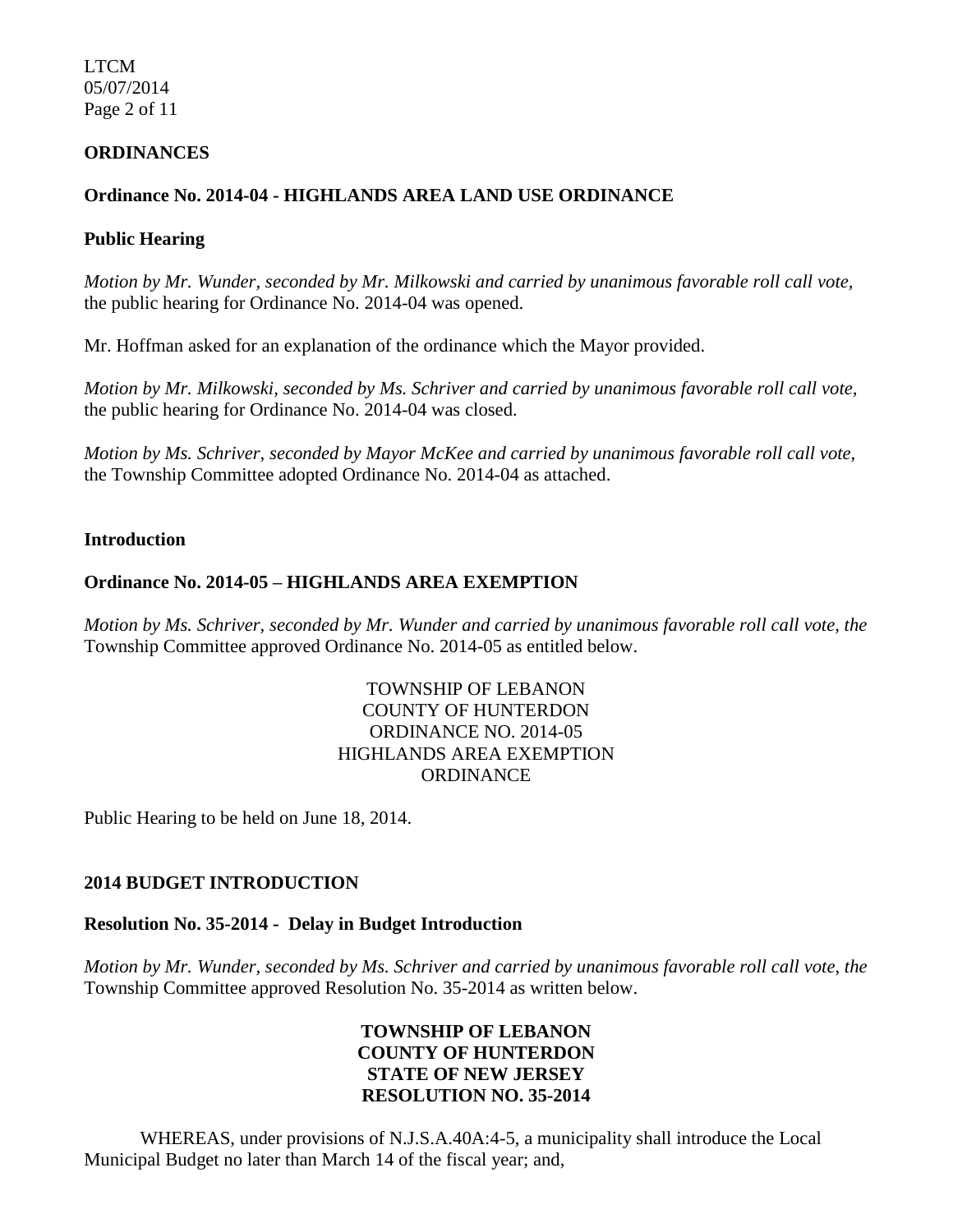**ORDINANCES**

**Ordinance No. 2014-04 - HIGHLANDS AREA LAND USE ORDINANCE**

**Public Hearing**

*Motion by Mr. Wunder, seconded by Mr. Milkowski and carried by unanimous favorable roll call vote,* the public hearing for Ordinance No. 2014-04 was opened.

Mr. Hoffman asked for an explanation of the ordinance which the Mayor provided.

*Motion by Mr. Milkowski, seconded by Ms. Schriver and carried by unanimous favorable roll call vote,* the public hearing for Ordinance No. 2014-04 was closed.

*Motion by Ms. Schriver, seconded by Mayor McKee and carried by unanimous favorable roll call vote,* the Township Committee adopted Ordinance No. 2014-04 as attached.

**Introduction**

**Ordinance No. 2014-05 – HIGHLANDS AREA EXEMPTION**

*Motion by Ms. Schriver, seconded by Mr. Wunder and carried by unanimous favorable roll call vote, the* Township Committee approved Ordinance No. 2014-05 as entitled below.

TOWNSHIP OF LEBANON
COUNTY OF HUNTERDON
ORDINANCE NO. 2014-05
HIGHLANDS AREA EXEMPTION
ORDINANCE

Public Hearing to be held on June 18, 2014.

**2014 BUDGET INTRODUCTION**

**Resolution No. 35-2014 - Delay in Budget Introduction**

*Motion by Mr. Wunder, seconded by Ms. Schriver and carried by unanimous favorable roll call vote, the* Township Committee approved Resolution No. 35-2014 as written below.

**TOWNSHIP OF LEBANON**
**COUNTY OF HUNTERDON**
**STATE OF NEW JERSEY**
**RESOLUTION NO. 35-2014**

WHEREAS, under provisions of N.J.S.A.40A:4-5, a municipality shall introduce the Local Municipal Budget no later than March 14 of the fiscal year; and,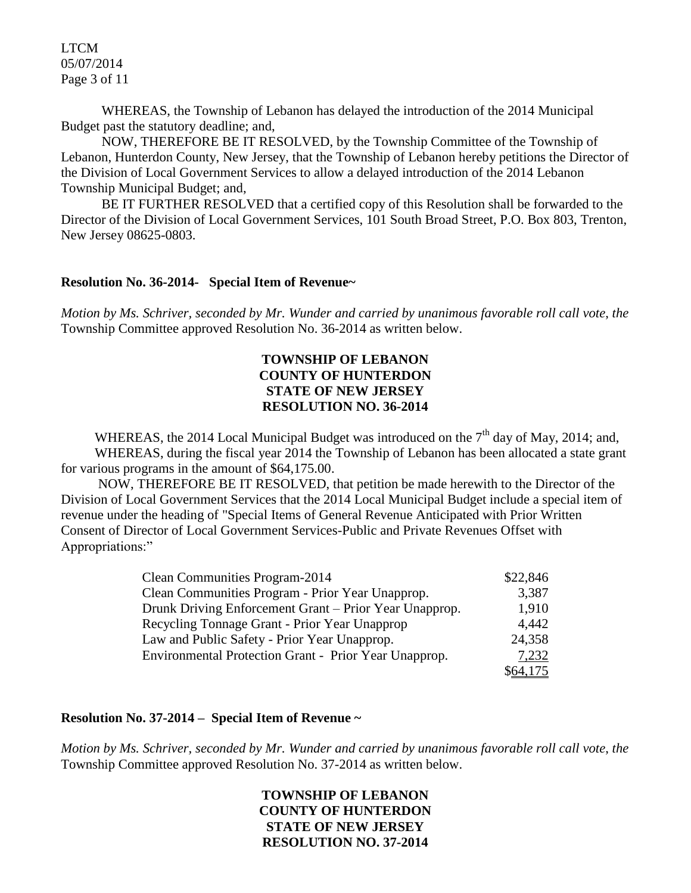WHEREAS, the Township of Lebanon has delayed the introduction of the 2014 Municipal Budget past the statutory deadline; and,

NOW, THEREFORE BE IT RESOLVED, by the Township Committee of the Township of Lebanon, Hunterdon County, New Jersey, that the Township of Lebanon hereby petitions the Director of the Division of Local Government Services to allow a delayed introduction of the 2014 Lebanon Township Municipal Budget; and,

BE IT FURTHER RESOLVED that a certified copy of this Resolution shall be forwarded to the Director of the Division of Local Government Services, 101 South Broad Street, P.O. Box 803, Trenton, New Jersey 08625-0803.

**Resolution No. 36-2014- Special Item of Revenue~**

*Motion by Ms. Schriver, seconded by Mr. Wunder and carried by unanimous favorable roll call vote, the* Township Committee approved Resolution No. 36-2014 as written below.

**TOWNSHIP OF LEBANON**
**COUNTY OF HUNTERDON**
**STATE OF NEW JERSEY**
**RESOLUTION NO. 36-2014**

WHEREAS, the 2014 Local Municipal Budget was introduced on the 7th day of May, 2014; and,
WHEREAS, during the fiscal year 2014 the Township of Lebanon has been allocated a state grant for various programs in the amount of $64,175.00.

NOW, THEREFORE BE IT RESOLVED, that petition be made herewith to the Director of the Division of Local Government Services that the 2014 Local Municipal Budget include a special item of revenue under the heading of "Special Items of General Revenue Anticipated with Prior Written Consent of Director of Local Government Services-Public and Private Revenues Offset with Appropriations:"

| | |
|---|---:|
| Clean Communities Program-2014 | $22,846 |
| Clean Communities Program - Prior Year Unapprop. | 3,387 |
| Drunk Driving Enforcement Grant – Prior Year Unapprop. | 1,910 |
| Recycling Tonnage Grant - Prior Year Unapprop | 4,442 |
| Law and Public Safety - Prior Year Unapprop. | 24,358 |
| Environmental Protection Grant - Prior Year Unapprop. | 7,232 |
| | $64,175 |

**Resolution No. 37-2014 – Special Item of Revenue ~**

*Motion by Ms. Schriver, seconded by Mr. Wunder and carried by unanimous favorable roll call vote, the* Township Committee approved Resolution No. 37-2014 as written below.

**TOWNSHIP OF LEBANON**
**COUNTY OF HUNTERDON**
**STATE OF NEW JERSEY**
**RESOLUTION NO. 37-2014**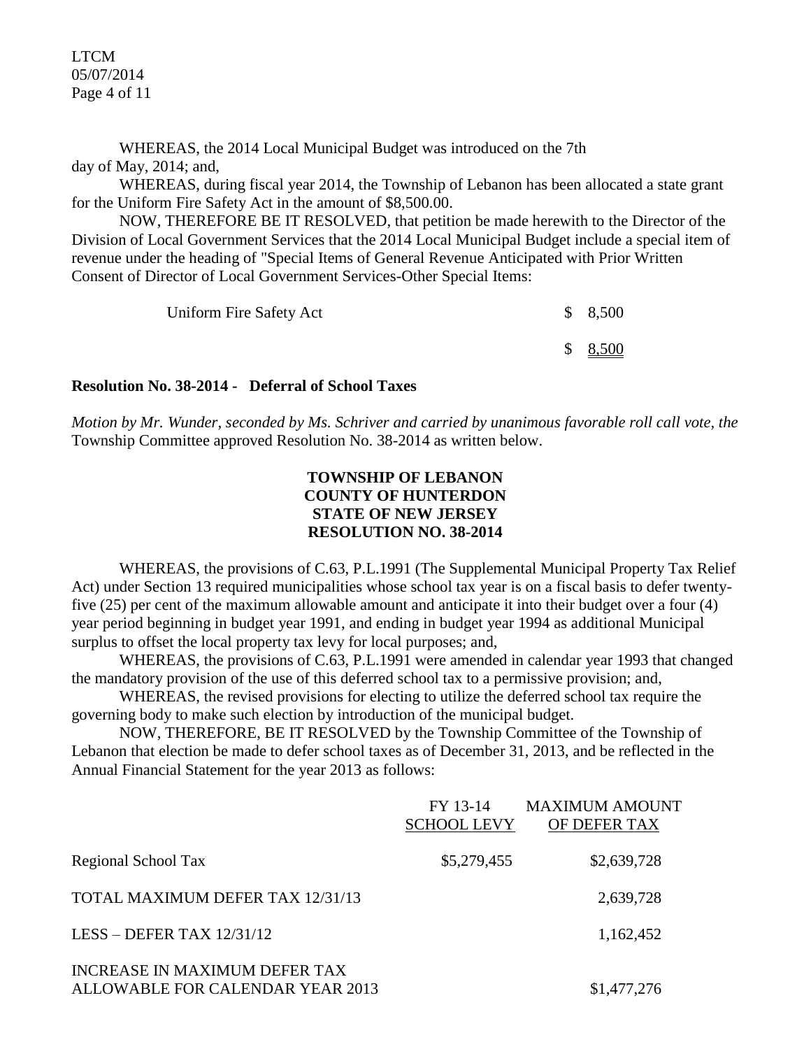WHEREAS, the 2014 Local Municipal Budget was introduced on the 7th day of May, 2014; and,

WHEREAS, during fiscal year 2014, the Township of Lebanon has been allocated a state grant for the Uniform Fire Safety Act in the amount of $8,500.00.

NOW, THEREFORE BE IT RESOLVED, that petition be made herewith to the Director of the Division of Local Government Services that the 2014 Local Municipal Budget include a special item of revenue under the heading of "Special Items of General Revenue Anticipated with Prior Written Consent of Director of Local Government Services-Other Special Items:

| | |
|---|---|
| Uniform Fire Safety Act | $ 8,500 |
| | $ 8,500 |

**Resolution No. 38-2014 - Deferral of School Taxes**

*Motion by Mr. Wunder, seconded by Ms. Schriver and carried by unanimous favorable roll call vote, the* Township Committee approved Resolution No. 38-2014 as written below.

**TOWNSHIP OF LEBANON**
**COUNTY OF HUNTERDON**
**STATE OF NEW JERSEY**
**RESOLUTION NO. 38-2014**

WHEREAS, the provisions of C.63, P.L.1991 (The Supplemental Municipal Property Tax Relief Act) under Section 13 required municipalities whose school tax year is on a fiscal basis to defer twenty-five (25) per cent of the maximum allowable amount and anticipate it into their budget over a four (4) year period beginning in budget year 1991, and ending in budget year 1994 as additional Municipal surplus to offset the local property tax levy for local purposes; and,

WHEREAS, the provisions of C.63, P.L.1991 were amended in calendar year 1993 that changed the mandatory provision of the use of this deferred school tax to a permissive provision; and,

WHEREAS, the revised provisions for electing to utilize the deferred school tax require the governing body to make such election by introduction of the municipal budget.

NOW, THEREFORE, BE IT RESOLVED by the Township Committee of the Township of Lebanon that election be made to defer school taxes as of December 31, 2013, and be reflected in the Annual Financial Statement for the year 2013 as follows:

| | FY 13-14 SCHOOL LEVY | MAXIMUM AMOUNT OF DEFER TAX |
|---|---|---|
| Regional School Tax | $5,279,455 | $2,639,728 |
| TOTAL MAXIMUM DEFER TAX 12/31/13 | | 2,639,728 |
| LESS – DEFER TAX 12/31/12 | | 1,162,452 |
| INCREASE IN MAXIMUM DEFER TAX ALLOWABLE FOR CALENDAR YEAR 2013 | | $1,477,276 |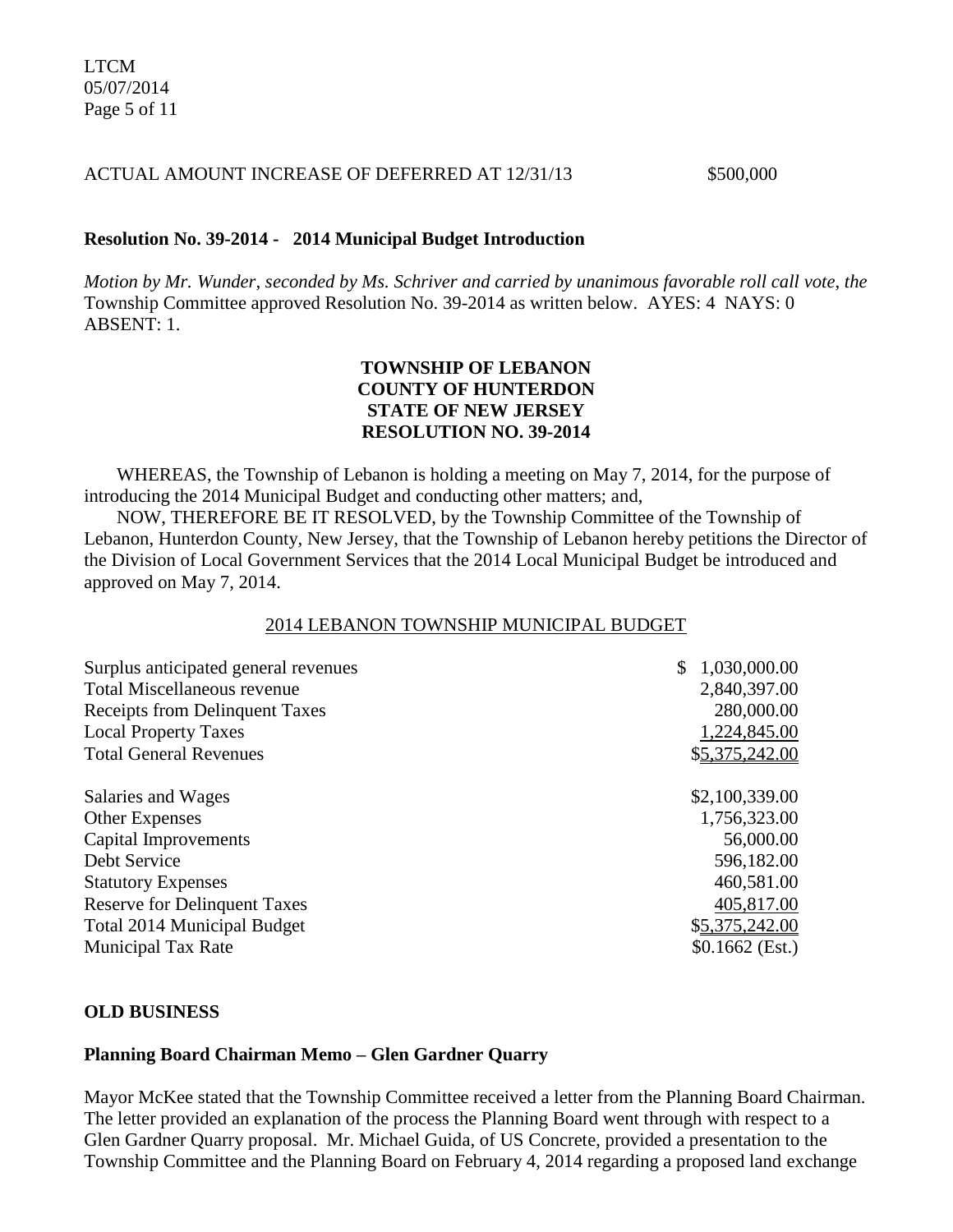ACTUAL AMOUNT INCREASE OF DEFERRED AT 12/31/13 $500,000

**Resolution No. 39-2014 - 2014 Municipal Budget Introduction**

*Motion by Mr. Wunder, seconded by Ms. Schriver and carried by unanimous favorable roll call vote, the* Township Committee approved Resolution No. 39-2014 as written below. AYES: 4 NAYS: 0 ABSENT: 1.

**TOWNSHIP OF LEBANON**
**COUNTY OF HUNTERDON**
**STATE OF NEW JERSEY**
**RESOLUTION NO. 39-2014**

WHEREAS, the Township of Lebanon is holding a meeting on May 7, 2014, for the purpose of introducing the 2014 Municipal Budget and conducting other matters; and,

NOW, THEREFORE BE IT RESOLVED, by the Township Committee of the Township of Lebanon, Hunterdon County, New Jersey, that the Township of Lebanon hereby petitions the Director of the Division of Local Government Services that the 2014 Local Municipal Budget be introduced and approved on May 7, 2014.

2014 LEBANON TOWNSHIP MUNICIPAL BUDGET

| | |
|---|---|
| Surplus anticipated general revenues | $ 1,030,000.00 |
| Total Miscellaneous revenue | 2,840,397.00 |
| Receipts from Delinquent Taxes | 280,000.00 |
| Local Property Taxes | 1,224,845.00 |
| Total General Revenues | $5,375,242.00 |
| | |
| Salaries and Wages | $2,100,339.00 |
| Other Expenses | 1,756,323.00 |
| Capital Improvements | 56,000.00 |
| Debt Service | 596,182.00 |
| Statutory Expenses | 460,581.00 |
| Reserve for Delinquent Taxes | 405,817.00 |
| Total 2014 Municipal Budget | $5,375,242.00 |
| Municipal Tax Rate | $0.1662 (Est.) |

**OLD BUSINESS**

**Planning Board Chairman Memo – Glen Gardner Quarry**

Mayor McKee stated that the Township Committee received a letter from the Planning Board Chairman. The letter provided an explanation of the process the Planning Board went through with respect to a Glen Gardner Quarry proposal. Mr. Michael Guida, of US Concrete, provided a presentation to the Township Committee and the Planning Board on February 4, 2014 regarding a proposed land exchange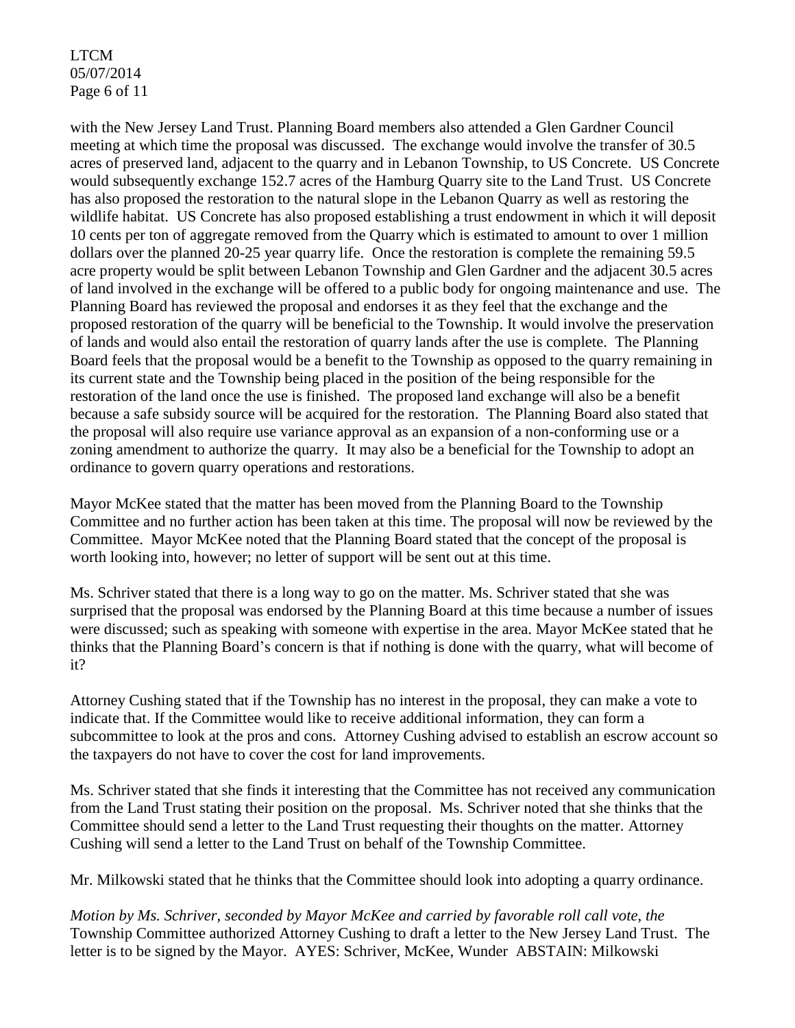with the New Jersey Land Trust. Planning Board members also attended a Glen Gardner Council meeting at which time the proposal was discussed. The exchange would involve the transfer of 30.5 acres of preserved land, adjacent to the quarry and in Lebanon Township, to US Concrete. US Concrete would subsequently exchange 152.7 acres of the Hamburg Quarry site to the Land Trust. US Concrete has also proposed the restoration to the natural slope in the Lebanon Quarry as well as restoring the wildlife habitat. US Concrete has also proposed establishing a trust endowment in which it will deposit 10 cents per ton of aggregate removed from the Quarry which is estimated to amount to over 1 million dollars over the planned 20-25 year quarry life. Once the restoration is complete the remaining 59.5 acre property would be split between Lebanon Township and Glen Gardner and the adjacent 30.5 acres of land involved in the exchange will be offered to a public body for ongoing maintenance and use. The Planning Board has reviewed the proposal and endorses it as they feel that the exchange and the proposed restoration of the quarry will be beneficial to the Township. It would involve the preservation of lands and would also entail the restoration of quarry lands after the use is complete. The Planning Board feels that the proposal would be a benefit to the Township as opposed to the quarry remaining in its current state and the Township being placed in the position of the being responsible for the restoration of the land once the use is finished. The proposed land exchange will also be a benefit because a safe subsidy source will be acquired for the restoration. The Planning Board also stated that the proposal will also require use variance approval as an expansion of a non-conforming use or a zoning amendment to authorize the quarry. It may also be a beneficial for the Township to adopt an ordinance to govern quarry operations and restorations.

Mayor McKee stated that the matter has been moved from the Planning Board to the Township Committee and no further action has been taken at this time. The proposal will now be reviewed by the Committee. Mayor McKee noted that the Planning Board stated that the concept of the proposal is worth looking into, however; no letter of support will be sent out at this time.

Ms. Schriver stated that there is a long way to go on the matter. Ms. Schriver stated that she was surprised that the proposal was endorsed by the Planning Board at this time because a number of issues were discussed; such as speaking with someone with expertise in the area. Mayor McKee stated that he thinks that the Planning Board's concern is that if nothing is done with the quarry, what will become of it?

Attorney Cushing stated that if the Township has no interest in the proposal, they can make a vote to indicate that. If the Committee would like to receive additional information, they can form a subcommittee to look at the pros and cons. Attorney Cushing advised to establish an escrow account so the taxpayers do not have to cover the cost for land improvements.

Ms. Schriver stated that she finds it interesting that the Committee has not received any communication from the Land Trust stating their position on the proposal. Ms. Schriver noted that she thinks that the Committee should send a letter to the Land Trust requesting their thoughts on the matter. Attorney Cushing will send a letter to the Land Trust on behalf of the Township Committee.

Mr. Milkowski stated that he thinks that the Committee should look into adopting a quarry ordinance.

*Motion by Ms. Schriver, seconded by Mayor McKee and carried by favorable roll call vote, the* Township Committee authorized Attorney Cushing to draft a letter to the New Jersey Land Trust. The letter is to be signed by the Mayor. AYES: Schriver, McKee, Wunder ABSTAIN: Milkowski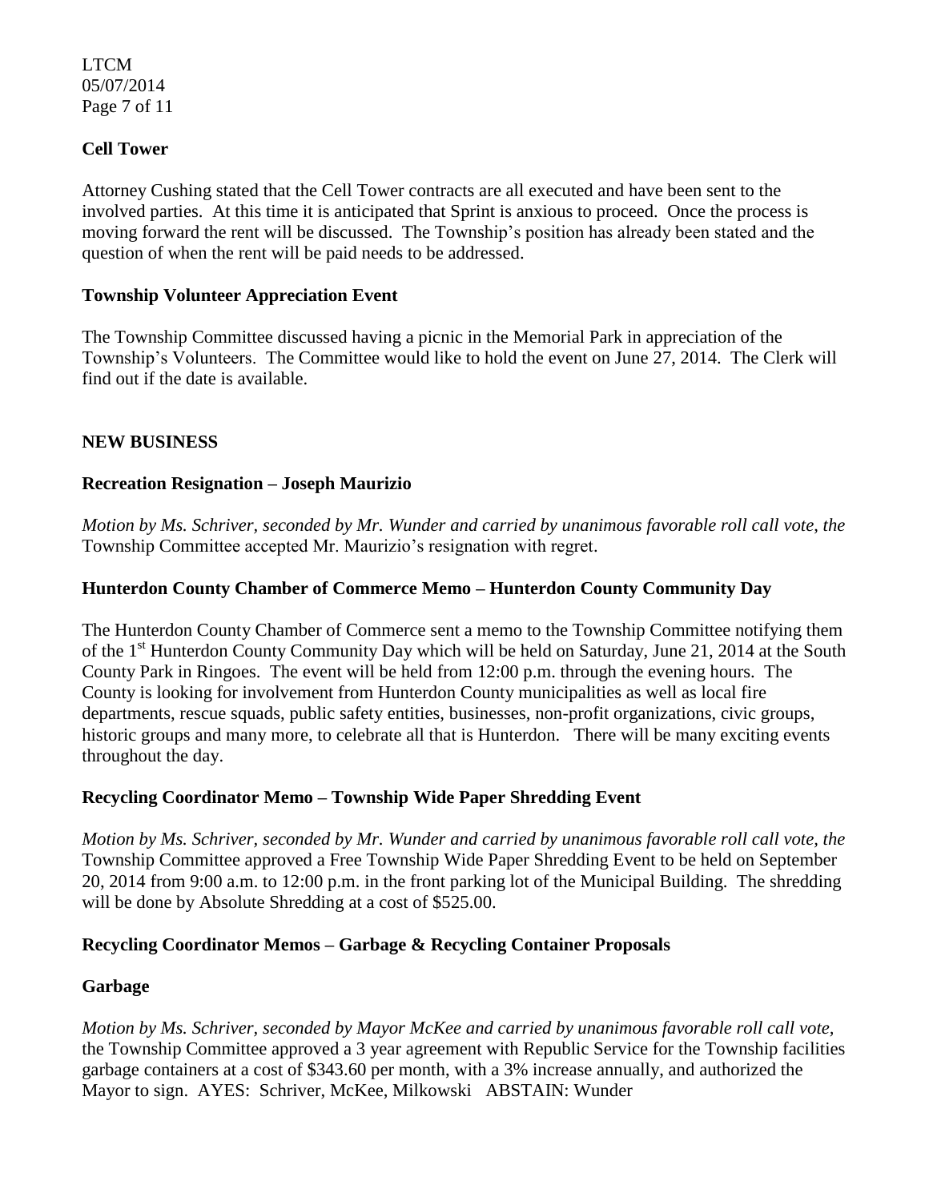### Cell Tower

Attorney Cushing stated that the Cell Tower contracts are all executed and have been sent to the involved parties. At this time it is anticipated that Sprint is anxious to proceed. Once the process is moving forward the rent will be discussed. The Township's position has already been stated and the question of when the rent will be paid needs to be addressed.

### Township Volunteer Appreciation Event

The Township Committee discussed having a picnic in the Memorial Park in appreciation of the Township's Volunteers. The Committee would like to hold the event on June 27, 2014. The Clerk will find out if the date is available.

## NEW BUSINESS

### Recreation Resignation – Joseph Maurizio

*Motion by Ms. Schriver, seconded by Mr. Wunder and carried by unanimous favorable roll call vote, the* Township Committee accepted Mr. Maurizio's resignation with regret.

### Hunterdon County Chamber of Commerce Memo – Hunterdon County Community Day

The Hunterdon County Chamber of Commerce sent a memo to the Township Committee notifying them of the 1st Hunterdon County Community Day which will be held on Saturday, June 21, 2014 at the South County Park in Ringoes. The event will be held from 12:00 p.m. through the evening hours. The County is looking for involvement from Hunterdon County municipalities as well as local fire departments, rescue squads, public safety entities, businesses, non-profit organizations, civic groups, historic groups and many more, to celebrate all that is Hunterdon. There will be many exciting events throughout the day.

### Recycling Coordinator Memo – Township Wide Paper Shredding Event

*Motion by Ms. Schriver, seconded by Mr. Wunder and carried by unanimous favorable roll call vote, the* Township Committee approved a Free Township Wide Paper Shredding Event to be held on September 20, 2014 from 9:00 a.m. to 12:00 p.m. in the front parking lot of the Municipal Building. The shredding will be done by Absolute Shredding at a cost of $525.00.

### Recycling Coordinator Memos – Garbage & Recycling Container Proposals

### Garbage

*Motion by Ms. Schriver, seconded by Mayor McKee and carried by unanimous favorable roll call vote,* the Township Committee approved a 3 year agreement with Republic Service for the Township facilities garbage containers at a cost of $343.60 per month, with a 3% increase annually, and authorized the Mayor to sign. AYES: Schriver, McKee, Milkowski ABSTAIN: Wunder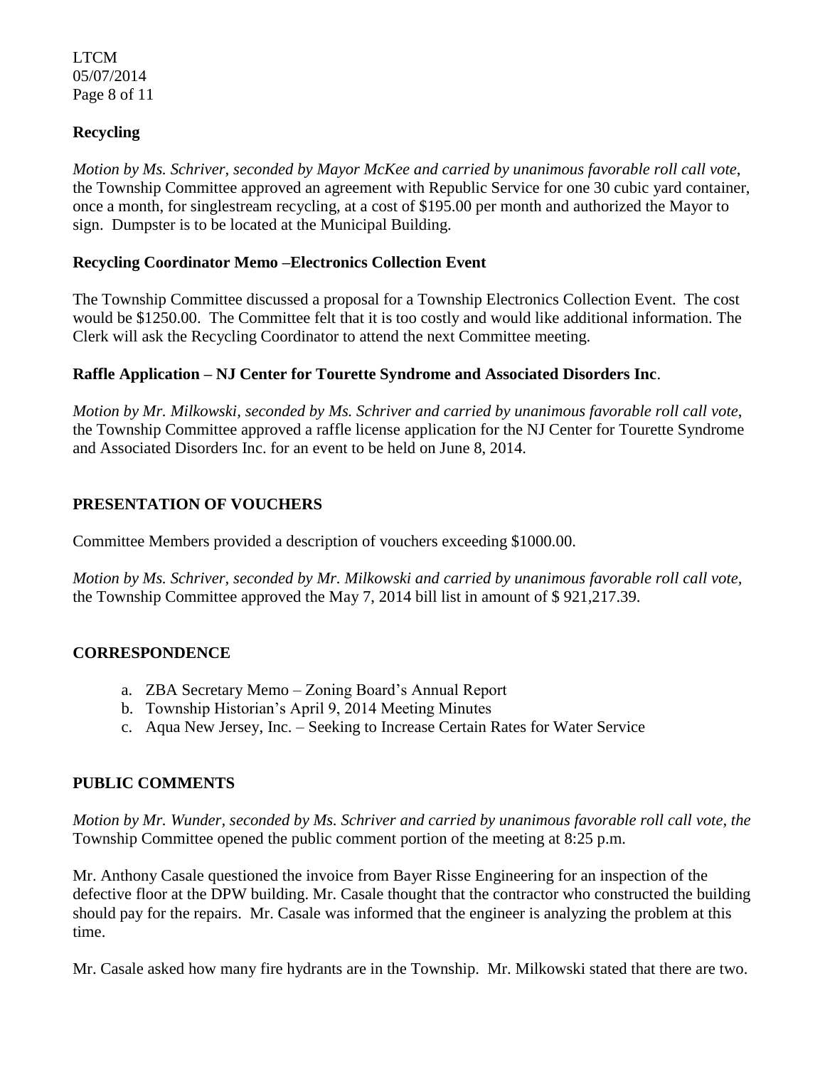**Recycling**

*Motion by Ms. Schriver, seconded by Mayor McKee and carried by unanimous favorable roll call vote*, the Township Committee approved an agreement with Republic Service for one 30 cubic yard container, once a month, for singlestream recycling, at a cost of $195.00 per month and authorized the Mayor to sign. Dumpster is to be located at the Municipal Building.

**Recycling Coordinator Memo –Electronics Collection Event**

The Township Committee discussed a proposal for a Township Electronics Collection Event. The cost would be $1250.00. The Committee felt that it is too costly and would like additional information. The Clerk will ask the Recycling Coordinator to attend the next Committee meeting.

**Raffle Application – NJ Center for Tourette Syndrome and Associated Disorders Inc**.

*Motion by Mr. Milkowski, seconded by Ms. Schriver and carried by unanimous favorable roll call vote*, the Township Committee approved a raffle license application for the NJ Center for Tourette Syndrome and Associated Disorders Inc. for an event to be held on June 8, 2014.

## PRESENTATION OF VOUCHERS

Committee Members provided a description of vouchers exceeding $1000.00.

*Motion by Ms. Schriver, seconded by Mr. Milkowski and carried by unanimous favorable roll call vote,* the Township Committee approved the May 7, 2014 bill list in amount of $ 921,217.39.

## CORRESPONDENCE

a. ZBA Secretary Memo – Zoning Board's Annual Report
b. Township Historian's April 9, 2014 Meeting Minutes
c. Aqua New Jersey, Inc. – Seeking to Increase Certain Rates for Water Service

## PUBLIC COMMENTS

*Motion by Mr. Wunder, seconded by Ms. Schriver and carried by unanimous favorable roll call vote, the* Township Committee opened the public comment portion of the meeting at 8:25 p.m.

Mr. Anthony Casale questioned the invoice from Bayer Risse Engineering for an inspection of the defective floor at the DPW building. Mr. Casale thought that the contractor who constructed the building should pay for the repairs. Mr. Casale was informed that the engineer is analyzing the problem at this time.

Mr. Casale asked how many fire hydrants are in the Township. Mr. Milkowski stated that there are two.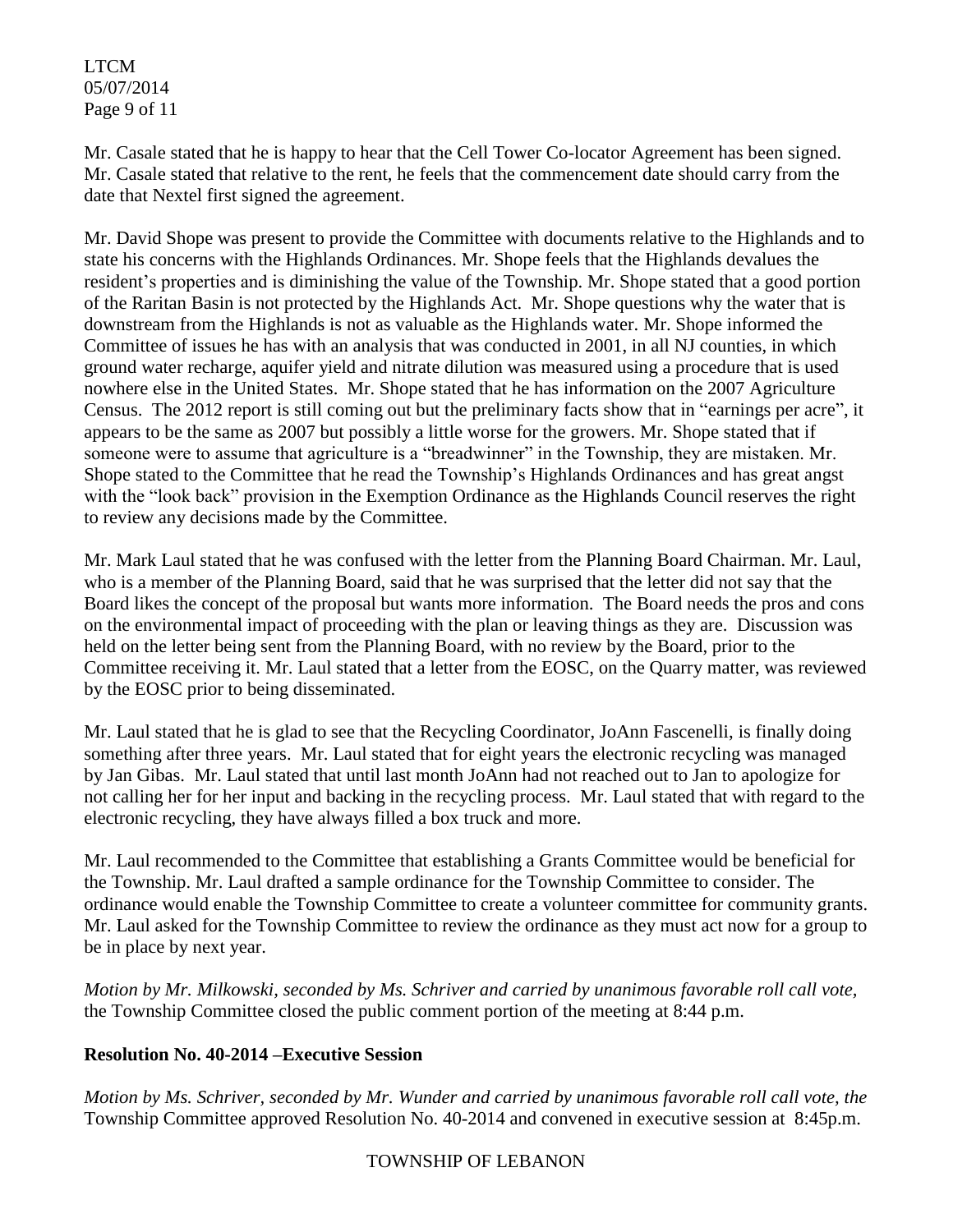Mr. Casale stated that he is happy to hear that the Cell Tower Co-locator Agreement has been signed. Mr. Casale stated that relative to the rent, he feels that the commencement date should carry from the date that Nextel first signed the agreement.

Mr. David Shope was present to provide the Committee with documents relative to the Highlands and to state his concerns with the Highlands Ordinances. Mr. Shope feels that the Highlands devalues the resident's properties and is diminishing the value of the Township. Mr. Shope stated that a good portion of the Raritan Basin is not protected by the Highlands Act. Mr. Shope questions why the water that is downstream from the Highlands is not as valuable as the Highlands water. Mr. Shope informed the Committee of issues he has with an analysis that was conducted in 2001, in all NJ counties, in which ground water recharge, aquifer yield and nitrate dilution was measured using a procedure that is used nowhere else in the United States. Mr. Shope stated that he has information on the 2007 Agriculture Census. The 2012 report is still coming out but the preliminary facts show that in "earnings per acre", it appears to be the same as 2007 but possibly a little worse for the growers. Mr. Shope stated that if someone were to assume that agriculture is a "breadwinner" in the Township, they are mistaken. Mr. Shope stated to the Committee that he read the Township's Highlands Ordinances and has great angst with the "look back" provision in the Exemption Ordinance as the Highlands Council reserves the right to review any decisions made by the Committee.

Mr. Mark Laul stated that he was confused with the letter from the Planning Board Chairman. Mr. Laul, who is a member of the Planning Board, said that he was surprised that the letter did not say that the Board likes the concept of the proposal but wants more information. The Board needs the pros and cons on the environmental impact of proceeding with the plan or leaving things as they are. Discussion was held on the letter being sent from the Planning Board, with no review by the Board, prior to the Committee receiving it. Mr. Laul stated that a letter from the EOSC, on the Quarry matter, was reviewed by the EOSC prior to being disseminated.

Mr. Laul stated that he is glad to see that the Recycling Coordinator, JoAnn Fascenelli, is finally doing something after three years. Mr. Laul stated that for eight years the electronic recycling was managed by Jan Gibas. Mr. Laul stated that until last month JoAnn had not reached out to Jan to apologize for not calling her for her input and backing in the recycling process. Mr. Laul stated that with regard to the electronic recycling, they have always filled a box truck and more.

Mr. Laul recommended to the Committee that establishing a Grants Committee would be beneficial for the Township. Mr. Laul drafted a sample ordinance for the Township Committee to consider. The ordinance would enable the Township Committee to create a volunteer committee for community grants. Mr. Laul asked for the Township Committee to review the ordinance as they must act now for a group to be in place by next year.

*Motion by Mr. Milkowski, seconded by Ms. Schriver and carried by unanimous favorable roll call vote,* the Township Committee closed the public comment portion of the meeting at 8:44 p.m.

**Resolution No. 40-2014 –Executive Session**

*Motion by Ms. Schriver, seconded by Mr. Wunder and carried by unanimous favorable roll call vote, the* Township Committee approved Resolution No. 40-2014 and convened in executive session at 8:45p.m.

TOWNSHIP OF LEBANON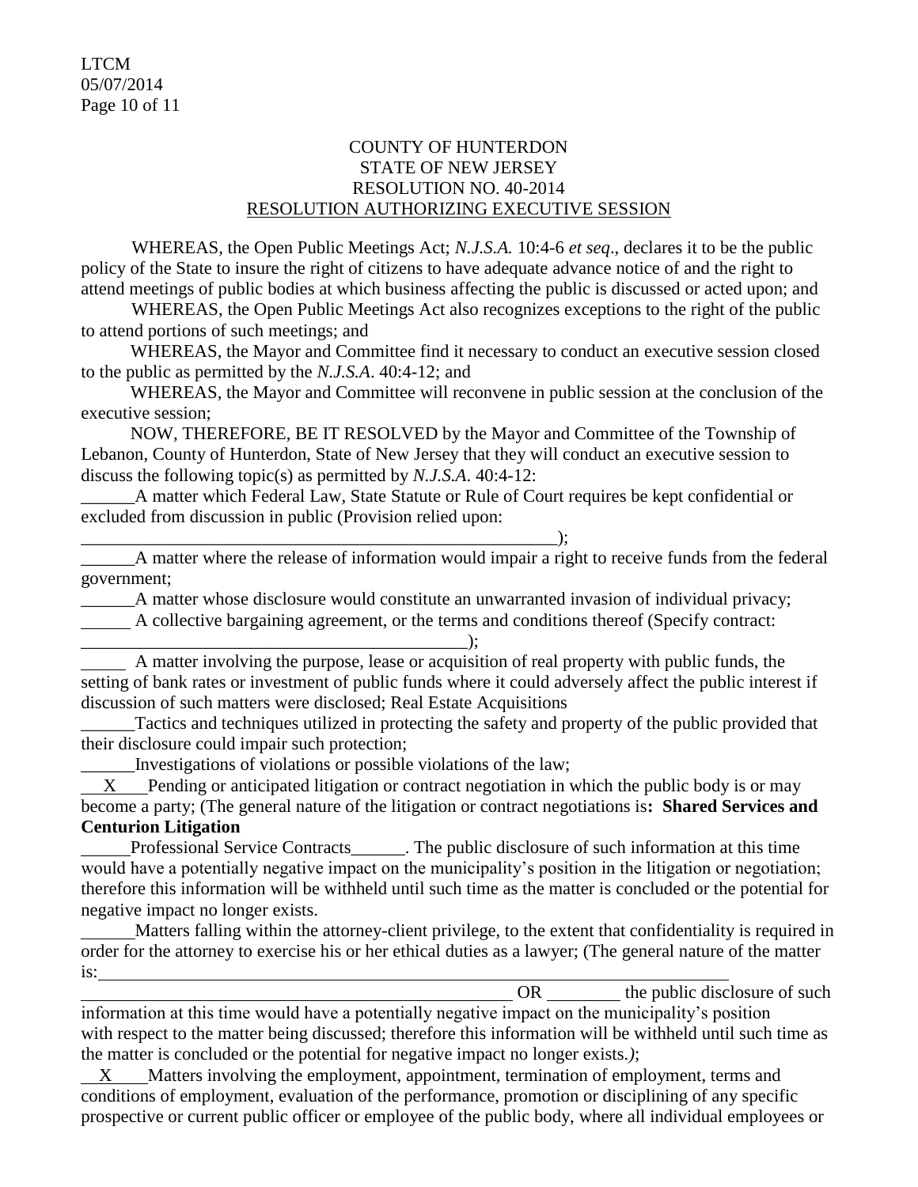COUNTY OF HUNTERDON
STATE OF NEW JERSEY
RESOLUTION NO. 40-2014
RESOLUTION AUTHORIZING EXECUTIVE SESSION

WHEREAS, the Open Public Meetings Act; *N.J.S.A.* 10:4-6 *et seq*., declares it to be the public policy of the State to insure the right of citizens to have adequate advance notice of and the right to attend meetings of public bodies at which business affecting the public is discussed or acted upon; and

WHEREAS, the Open Public Meetings Act also recognizes exceptions to the right of the public to attend portions of such meetings; and

WHEREAS, the Mayor and Committee find it necessary to conduct an executive session closed to the public as permitted by the *N.J.S.A*. 40:4-12; and

WHEREAS, the Mayor and Committee will reconvene in public session at the conclusion of the executive session;

NOW, THEREFORE, BE IT RESOLVED by the Mayor and Committee of the Township of Lebanon, County of Hunterdon, State of New Jersey that they will conduct an executive session to discuss the following topic(s) as permitted by *N.J.S.A*. 40:4-12:

______A matter which Federal Law, State Statute or Rule of Court requires be kept confidential or excluded from discussion in public (Provision relied upon: ________________________________________________________);

______A matter where the release of information would impair a right to receive funds from the federal government;

______A matter whose disclosure would constitute an unwarranted invasion of individual privacy;

______ A collective bargaining agreement, or the terms and conditions thereof (Specify contract: ____________________________________________);

______ A matter involving the purpose, lease or acquisition of real property with public funds, the setting of bank rates or investment of public funds where it could adversely affect the public interest if discussion of such matters were disclosed; Real Estate Acquisitions

______Tactics and techniques utilized in protecting the safety and property of the public provided that their disclosure could impair such protection;

______Investigations of violations or possible violations of the law;

__X__ Pending or anticipated litigation or contract negotiation in which the public body is or may become a party; (The general nature of the litigation or contract negotiations is**: Shared Services and Centurion Litigation**

______Professional Service Contracts______. The public disclosure of such information at this time would have a potentially negative impact on the municipality's position in the litigation or negotiation; therefore this information will be withheld until such time as the matter is concluded or the potential for negative impact no longer exists.

______Matters falling within the attorney-client privilege, to the extent that confidentiality is required in order for the attorney to exercise his or her ethical duties as a lawyer; (The general nature of the matter is: ____________________________________________________________________________ OR ________ the public disclosure of such information at this time would have a potentially negative impact on the municipality's position with respect to the matter being discussed; therefore this information will be withheld until such time as the matter is concluded or the potential for negative impact no longer exists.*)*;

__X__ Matters involving the employment, appointment, termination of employment, terms and conditions of employment, evaluation of the performance, promotion or disciplining of any specific prospective or current public officer or employee of the public body, where all individual employees or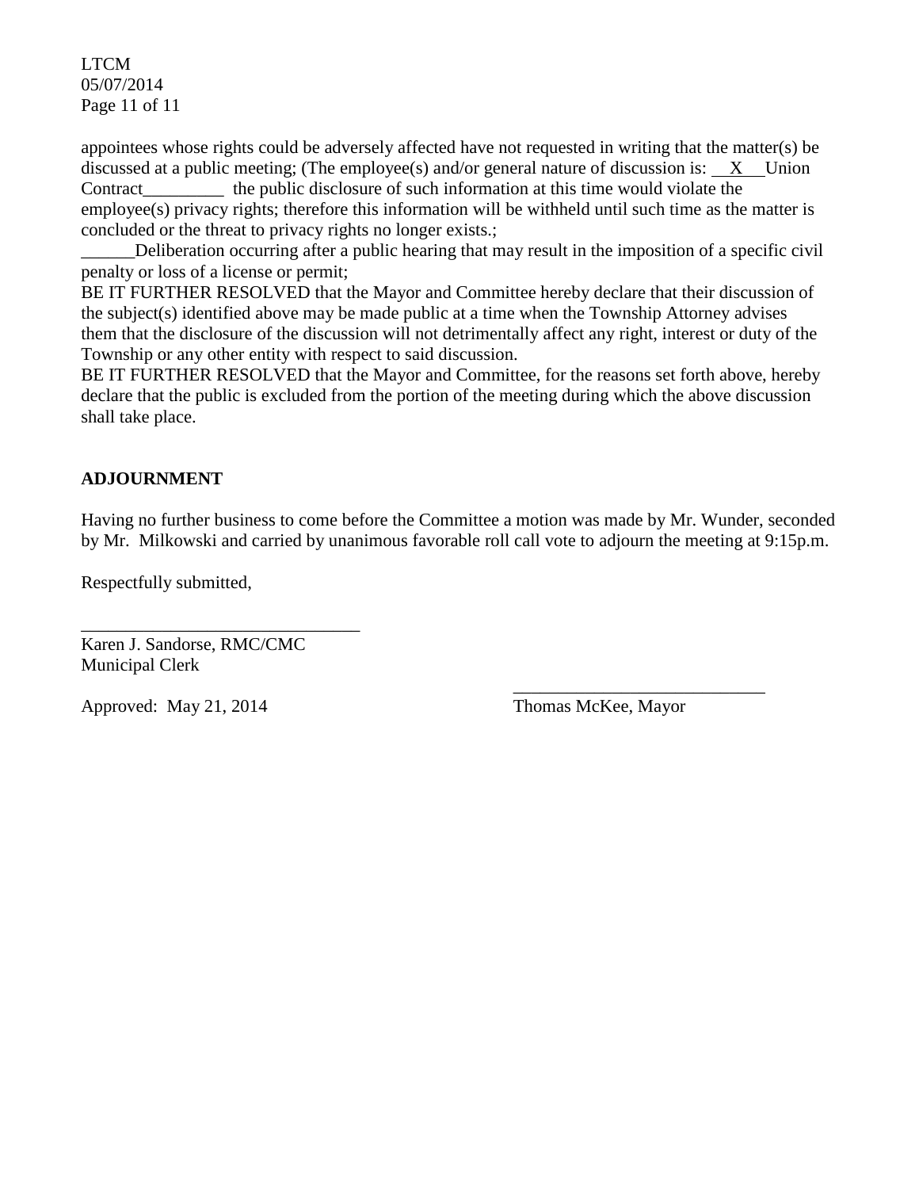appointees whose rights could be adversely affected have not requested in writing that the matter(s) be discussed at a public meeting; (The employee(s) and/or general nature of discussion is: __X__Union Contract_________ the public disclosure of such information at this time would violate the employee(s) privacy rights; therefore this information will be withheld until such time as the matter is concluded or the threat to privacy rights no longer exists.;

______Deliberation occurring after a public hearing that may result in the imposition of a specific civil penalty or loss of a license or permit;

BE IT FURTHER RESOLVED that the Mayor and Committee hereby declare that their discussion of the subject(s) identified above may be made public at a time when the Township Attorney advises them that the disclosure of the discussion will not detrimentally affect any right, interest or duty of the Township or any other entity with respect to said discussion.

BE IT FURTHER RESOLVED that the Mayor and Committee, for the reasons set forth above, hereby declare that the public is excluded from the portion of the meeting during which the above discussion shall take place.

**ADJOURNMENT**

Having no further business to come before the Committee a motion was made by Mr. Wunder, seconded by Mr. Milkowski and carried by unanimous favorable roll call vote to adjourn the meeting at 9:15p.m.

Respectfully submitted,

______________________________
Karen J. Sandorse, RMC/CMC
Municipal Clerk

Approved: May 21, 2014

______________________________
Thomas McKee, Mayor